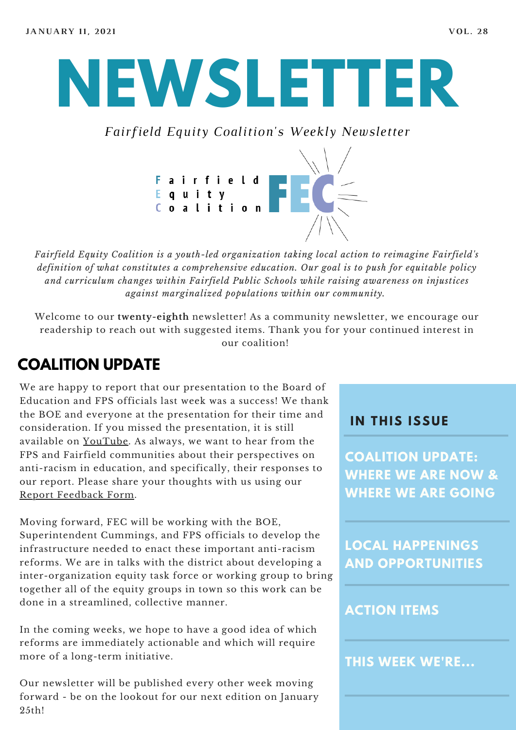JANUARY 11, 2021 VOL. 28

# NEWSLETTER

*Fairfield Equity Coalition's Weekly Newsletter*

Fairfield Equity Coalition FEC

*Fairfield Equity Coalition is a youth-led organization taking local action to reimagine Fairfield's definition of what constitutes a comprehensive education. Our goal is to push for equitable policy and curriculum changes within Fairfield Public Schools while raising awareness on injustices against marginalized populations within our community.*

Welcome to our **twenty-eighth** newsletter! As a community newsletter, we encourage our readership to reach out with suggested items. Thank you for your continued interest in our coalition!

## COALITION UPDATE

We are happy to report that our presentation to the Board of Education and FPS officials last week was a success! We thank the BOE and everyone at the presentation for their time and consideration. If you missed the presentation, it is still available on YouTube. As always, we want to hear from the FPS and Fairfield communities about their perspectives on anti-racism in education, and specifically, their responses to our report. Please share your thoughts with us using our Report Feedback Form.

Moving forward, FEC will be working with the BOE, Superintendent Cummings, and FPS officials to develop the infrastructure needed to enact these important anti-racism reforms. We are in talks with the district about developing a inter-organization equity task force or working group to bring together all of the equity groups in town so this work can be done in a streamlined, collective manner.

In the coming weeks, we hope to have a good idea of which reforms are immediately actionable and which will require more of a long-term initiative.

Our newsletter will be published every other week moving forward - be on the lookout for our next edition on January 25th!

### IN THIS ISSUE

- COALITION UPDATE: WHERE WE ARE NOW & WHERE WE ARE GOING
- LOCAL HAPPENINGS AND OPPORTUNITIES
- ACTION ITEMS
- THIS WEEK WE'RE...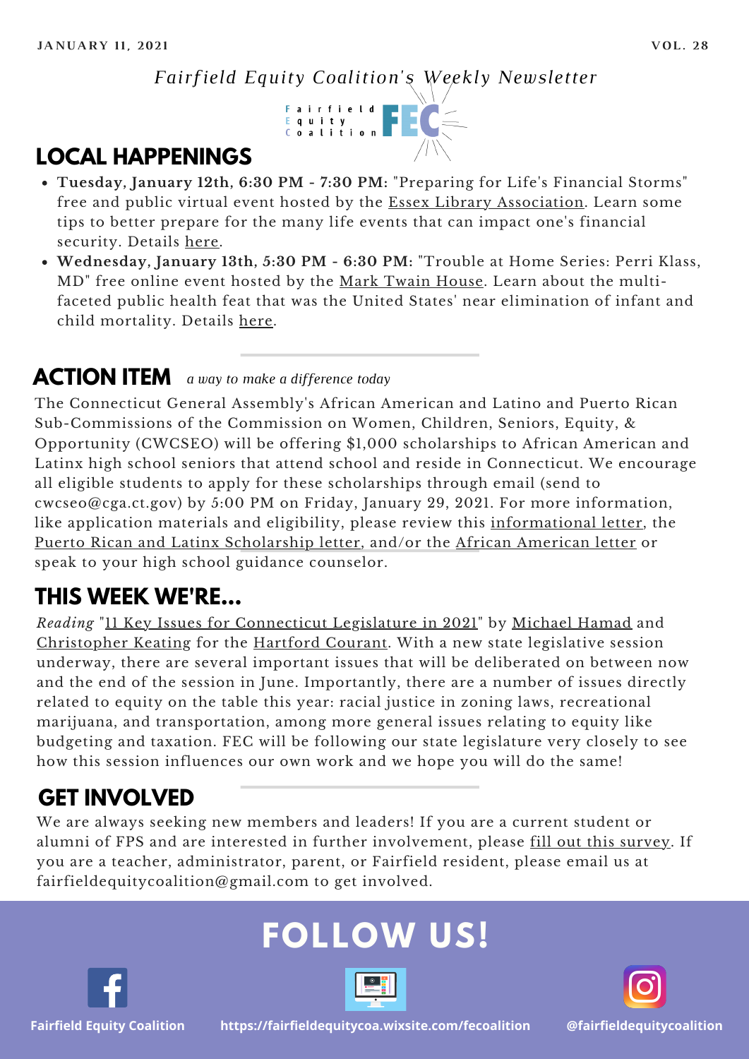JANUARY 11, 2021 VOL. 28

*Fairfield Equity Coalition's Weekly Newsletter*

## LOCAL HAPPENINGS

- **Tuesday, January 12th, 6:30 PM - 7:30 PM:** "Preparing for Life's Financial Storms" free and public virtual event hosted by the Essex Library Association. Learn some tips to better prepare for the many life events that can impact one's financial security. Details here.
- **Wednesday, January 13th, 5:30 PM - 6:30 PM:** "Trouble at Home Series: Perri Klass, MD" free online event hosted by the Mark Twain House. Learn about the multi-faceted public health feat that was the United States' near elimination of infant and child mortality. Details here.

## ACTION ITEM *a way to make a difference today*

The Connecticut General Assembly's African American and Latino and Puerto Rican Sub-Commissions of the Commission on Women, Children, Seniors, Equity, & Opportunity (CWCSEO) will be offering $1,000 scholarships to African American and Latinx high school seniors that attend school and reside in Connecticut. We encourage all eligible students to apply for these scholarships through email (send to cwcseo@cga.ct.gov) by 5:00 PM on Friday, January 29, 2021. For more information, like application materials and eligibility, please review this informational letter, the Puerto Rican and Latinx Scholarship letter, and/or the African American letter or speak to your high school guidance counselor.

## THIS WEEK WE'RE...

*Reading* "11 Key Issues for Connecticut Legislature in 2021" by Michael Hamad and Christopher Keating for the Hartford Courant. With a new state legislative session underway, there are several important issues that will be deliberated on between now and the end of the session in June. Importantly, there are a number of issues directly related to equity on the table this year: racial justice in zoning laws, recreational marijuana, and transportation, among more general issues relating to equity like budgeting and taxation. FEC will be following our state legislature very closely to see how this session influences our own work and we hope you will do the same!

## GET INVOLVED

We are always seeking new members and leaders! If you are a current student or alumni of FPS and are interested in further involvement, please fill out this survey. If you are a teacher, administrator, parent, or Fairfield resident, please email us at fairfieldequitycoalition@gmail.com to get involved.

## FOLLOW US!

Fairfield Equity Coalition

https://fairfieldequitycoa.wixsite.com/fecoalition

@fairfieldequitycoalition